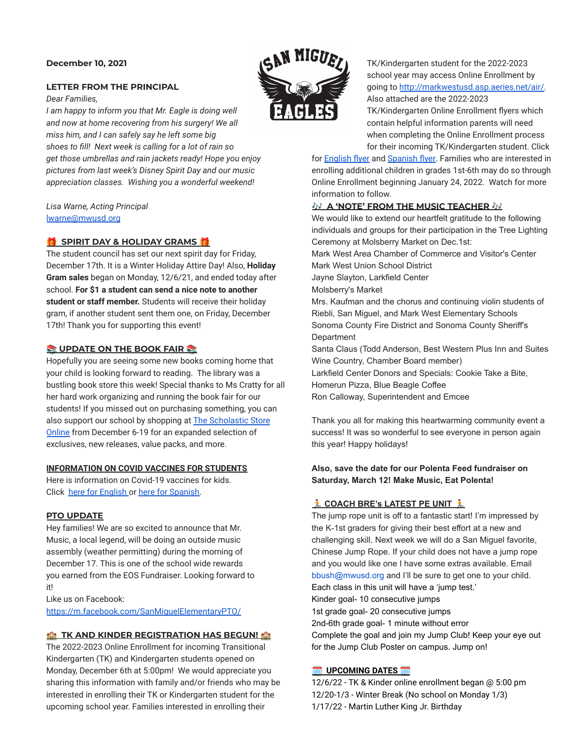**December 10, 2021**

## LETTER FROM THE PRINCIPAL

*Dear Families,*

*I am happy to inform you that Mr. Eagle is doing well and now at home recovering from his surgery! We all miss him, and I can safely say he left some big shoes to fill! Next week is calling for a lot of rain so get those umbrellas and rain jackets ready! Hope you enjoy pictures from last week's Disney Spirit Day and our music appreciation classes. Wishing you a wonderful weekend!*

*Lisa Warne, Acting Principal*
lwarne@mwusd.org

## 🎁 SPIRIT DAY & HOLIDAY GRAMS 🎁

The student council has set our next spirit day for Friday, December 17th. It is a Winter Holiday Attire Day! Also, **Holiday Gram sales** began on Monday, 12/6/21, and ended today after school. **For $1 a student can send a nice note to another student or staff member.** Students will receive their holiday gram, if another student sent them one, on Friday, December 17th! Thank you for supporting this event!

## 📚 UPDATE ON THE BOOK FAIR 📚

Hopefully you are seeing some new books coming home that your child is looking forward to reading. The library was a bustling book store this week! Special thanks to Ms Cratty for all her hard work organizing and running the book fair for our students! If you missed out on purchasing something, you can also support our school by shopping at The Scholastic Store Online from December 6-19 for an expanded selection of exclusives, new releases, value packs, and more.

## INFORMATION ON COVID VACCINES FOR STUDENTS

Here is information on Covid-19 vaccines for kids.
Click here for English or here for Spanish.

## PTO UPDATE

Hey families! We are so excited to announce that Mr. Music, a local legend, will be doing an outside music assembly (weather permitting) during the morning of December 17. This is one of the school wide rewards you earned from the EOS Fundraiser. Looking forward to it!

Like us on Facebook:
https://m.facebook.com/SanMiguelElementaryPTO/

## 🏫 TK AND KINDER REGISTRATION HAS BEGUN! 🏫

The 2022-2023 Online Enrollment for incoming Transitional Kindergarten (TK) and Kindergarten students opened on Monday, December 6th at 5:00pm! We would appreciate you sharing this information with family and/or friends who may be interested in enrolling their TK or Kindergarten student for the upcoming school year. Families interested in enrolling their TK/Kindergarten student for the 2022-2023 school year may access Online Enrollment by going to http://markwestusd.asp.aeries.net/air/. Also attached are the 2022-2023 TK/Kindergarten Online Enrollment flyers which contain helpful information parents will need when completing the Online Enrollment process for their incoming TK/Kindergarten student. Click for English flyer and Spanish flyer. Families who are interested in enrolling additional children in grades 1st-6th may do so through Online Enrollment beginning January 24, 2022. Watch for more information to follow.

## 🎶 A 'NOTE' FROM THE MUSIC TEACHER 🎶

We would like to extend our heartfelt gratitude to the following individuals and groups for their participation in the Tree Lighting Ceremony at Molsberry Market on Dec.1st:

Mark West Area Chamber of Commerce and Visitor's Center
Mark West Union School District
Jayne Slayton, Larkfield Center
Molsberry's Market
Mrs. Kaufman and the chorus and continuing violin students of Riebli, San Miguel, and Mark West Elementary Schools
Sonoma County Fire District and Sonoma County Sheriff's Department
Santa Claus (Todd Anderson, Best Western Plus Inn and Suites Wine Country, Chamber Board member)
Larkfield Center Donors and Specials: Cookie Take a Bite, Homerun Pizza, Blue Beagle Coffee
Ron Calloway, Superintendent and Emcee

Thank you all for making this heartwarming community event a success! It was so wonderful to see everyone in person again this year! Happy holidays!

**Also, save the date for our Polenta Feed fundraiser on Saturday, March 12! Make Music, Eat Polenta!**

## 🏃 COACH BRE's LATEST PE UNIT 🏃

The jump rope unit is off to a fantastic start! I'm impressed by the K-1st graders for giving their best effort at a new and challenging skill. Next week we will do a San Miguel favorite, Chinese Jump Rope. If your child does not have a jump rope and you would like one I have some extras available. Email bbush@mwusd.org and I'll be sure to get one to your child.

Each class in this unit will have a 'jump test.'
Kinder goal- 10 consecutive jumps
1st grade goal- 20 consecutive jumps
2nd-6th grade goal- 1 minute without error
Complete the goal and join my Jump Club! Keep your eye out for the Jump Club Poster on campus. Jump on!

## 🗓️ UPCOMING DATES 🗓️

12/6/22 - TK & Kinder online enrollment began @ 5:00 pm
12/20-1/3 - Winter Break (No school on Monday 1/3)
1/17/22 - Martin Luther King Jr. Birthday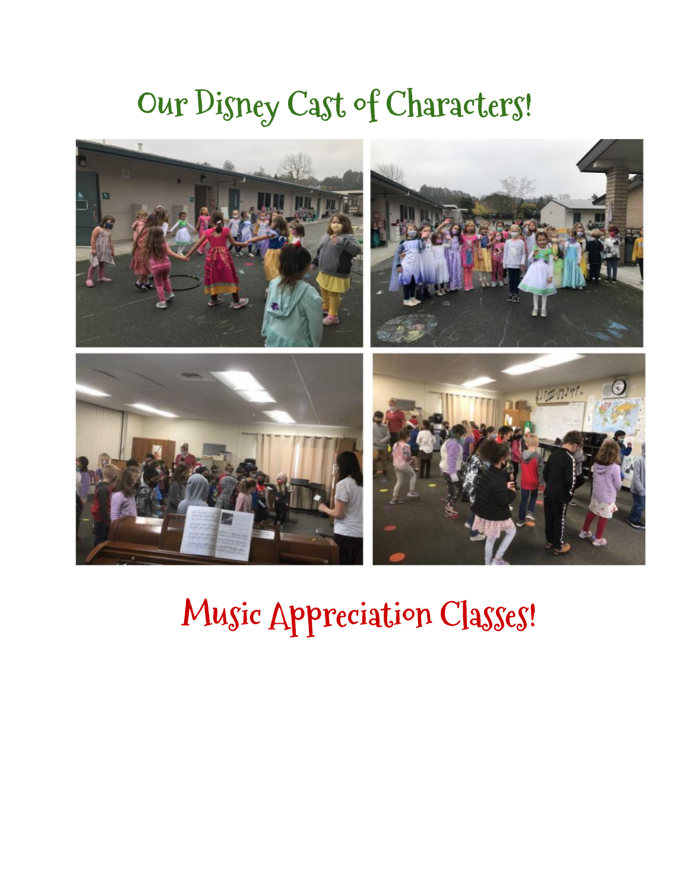# Our Disney Cast of Characters!

# Music Appreciation Classes!